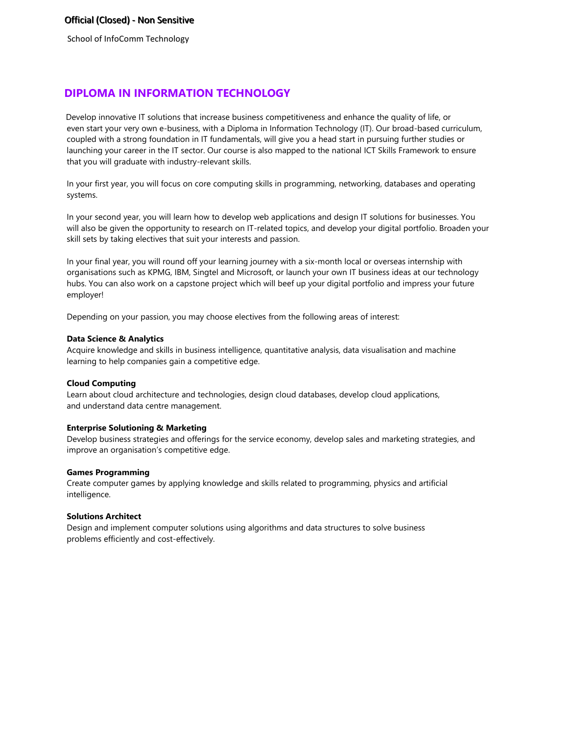Official (Closed) - Non Sensitive

School of InfoComm Technology

# DIPLOMA IN INFORMATION TECHNOLOGY

Develop innovative IT solutions that increase business competitiveness and enhance the quality of life, or even start your very own e-business, with a Diploma in Information Technology (IT). Our broad-based curriculum, coupled with a strong foundation in IT fundamentals, will give you a head start in pursuing further studies or launching your career in the IT sector. Our course is also mapped to the national ICT Skills Framework to ensure that you will graduate with industry-relevant skills.

In your first year, you will focus on core computing skills in programming, networking, databases and operating systems.

In your second year, you will learn how to develop web applications and design IT solutions for businesses. You will also be given the opportunity to research on IT-related topics, and develop your digital portfolio. Broaden your skill sets by taking electives that suit your interests and passion.

In your final year, you will round off your learning journey with a six-month local or overseas internship with organisations such as KPMG, IBM, Singtel and Microsoft, or launch your own IT business ideas at our technology hubs. You can also work on a capstone project which will beef up your digital portfolio and impress your future employer!

Depending on your passion, you may choose electives from the following areas of interest:

**Data Science & Analytics**
Acquire knowledge and skills in business intelligence, quantitative analysis, data visualisation and machine learning to help companies gain a competitive edge.

**Cloud Computing**
Learn about cloud architecture and technologies, design cloud databases, develop cloud applications, and understand data centre management.

**Enterprise Solutioning & Marketing**
Develop business strategies and offerings for the service economy, develop sales and marketing strategies, and improve an organisation's competitive edge.

**Games Programming**
Create computer games by applying knowledge and skills related to programming, physics and artificial intelligence.

**Solutions Architect**
Design and implement computer solutions using algorithms and data structures to solve business problems efficiently and cost-effectively.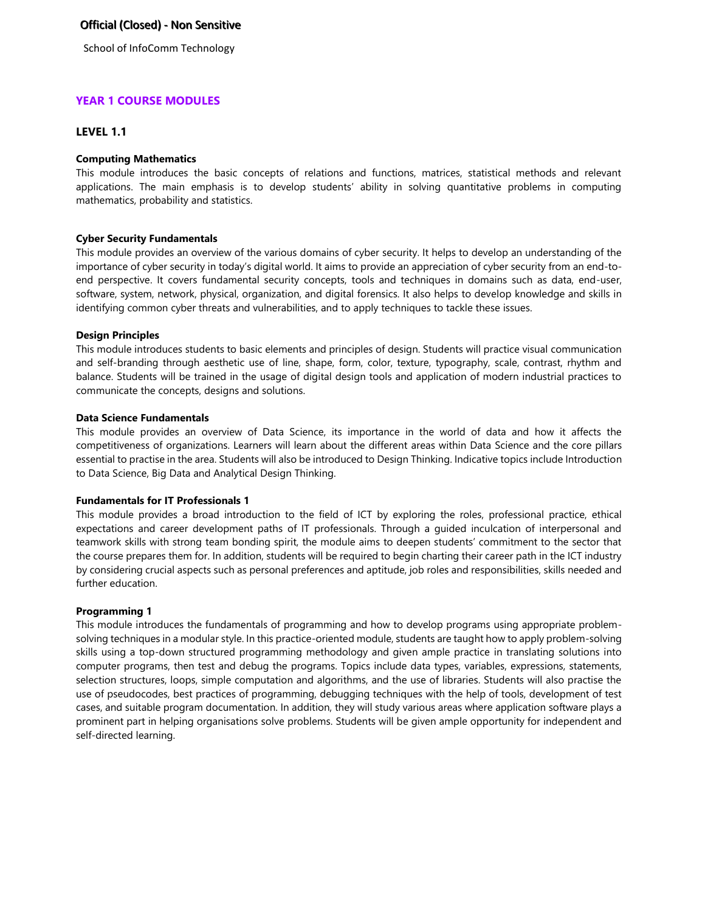## YEAR 1 COURSE MODULES

### LEVEL 1.1

**Computing Mathematics**

This module introduces the basic concepts of relations and functions, matrices, statistical methods and relevant applications. The main emphasis is to develop students' ability in solving quantitative problems in computing mathematics, probability and statistics.

**Cyber Security Fundamentals**

This module provides an overview of the various domains of cyber security. It helps to develop an understanding of the importance of cyber security in today's digital world. It aims to provide an appreciation of cyber security from an end-to-end perspective. It covers fundamental security concepts, tools and techniques in domains such as data, end-user, software, system, network, physical, organization, and digital forensics. It also helps to develop knowledge and skills in identifying common cyber threats and vulnerabilities, and to apply techniques to tackle these issues.

**Design Principles**

This module introduces students to basic elements and principles of design. Students will practice visual communication and self-branding through aesthetic use of line, shape, form, color, texture, typography, scale, contrast, rhythm and balance. Students will be trained in the usage of digital design tools and application of modern industrial practices to communicate the concepts, designs and solutions.

**Data Science Fundamentals**

This module provides an overview of Data Science, its importance in the world of data and how it affects the competitiveness of organizations. Learners will learn about the different areas within Data Science and the core pillars essential to practise in the area. Students will also be introduced to Design Thinking. Indicative topics include Introduction to Data Science, Big Data and Analytical Design Thinking.

**Fundamentals for IT Professionals 1**

This module provides a broad introduction to the field of ICT by exploring the roles, professional practice, ethical expectations and career development paths of IT professionals. Through a guided inculcation of interpersonal and teamwork skills with strong team bonding spirit, the module aims to deepen students' commitment to the sector that the course prepares them for. In addition, students will be required to begin charting their career path in the ICT industry by considering crucial aspects such as personal preferences and aptitude, job roles and responsibilities, skills needed and further education.

**Programming 1**

This module introduces the fundamentals of programming and how to develop programs using appropriate problem-solving techniques in a modular style. In this practice-oriented module, students are taught how to apply problem-solving skills using a top-down structured programming methodology and given ample practice in translating solutions into computer programs, then test and debug the programs. Topics include data types, variables, expressions, statements, selection structures, loops, simple computation and algorithms, and the use of libraries. Students will also practise the use of pseudocodes, best practices of programming, debugging techniques with the help of tools, development of test cases, and suitable program documentation. In addition, they will study various areas where application software plays a prominent part in helping organisations solve problems. Students will be given ample opportunity for independent and self-directed learning.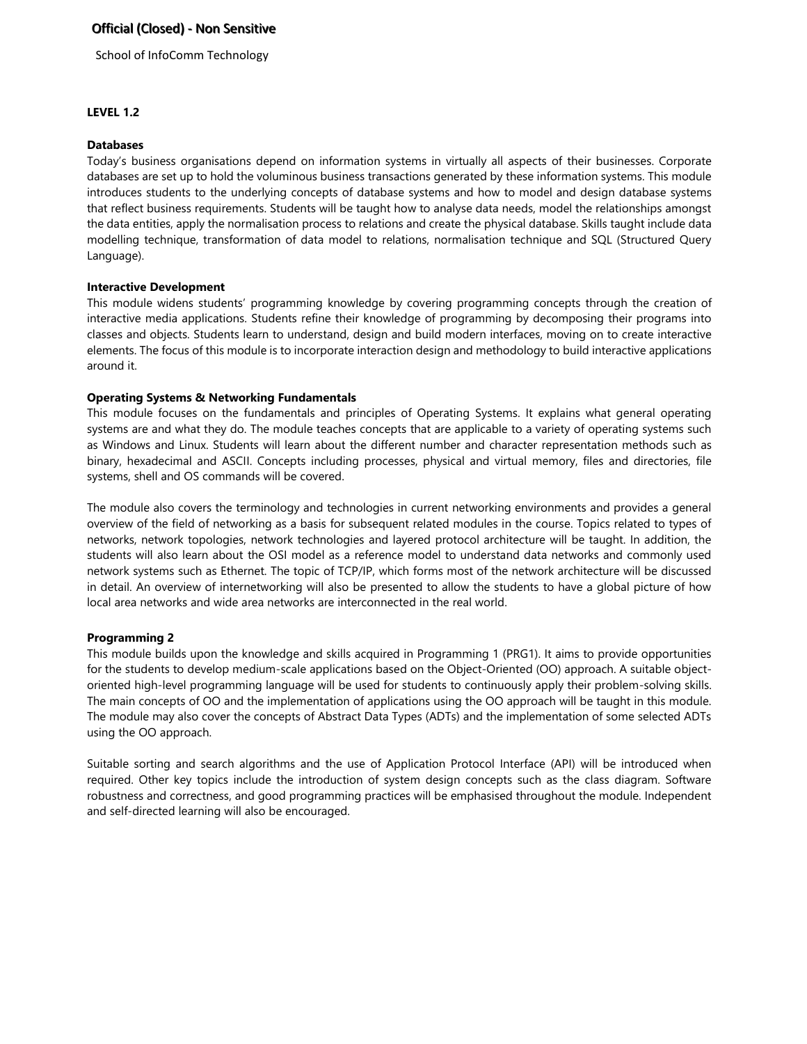**LEVEL 1.2**

**Databases**

Today's business organisations depend on information systems in virtually all aspects of their businesses. Corporate databases are set up to hold the voluminous business transactions generated by these information systems. This module introduces students to the underlying concepts of database systems and how to model and design database systems that reflect business requirements. Students will be taught how to analyse data needs, model the relationships amongst the data entities, apply the normalisation process to relations and create the physical database. Skills taught include data modelling technique, transformation of data model to relations, normalisation technique and SQL (Structured Query Language).

**Interactive Development**

This module widens students' programming knowledge by covering programming concepts through the creation of interactive media applications. Students refine their knowledge of programming by decomposing their programs into classes and objects. Students learn to understand, design and build modern interfaces, moving on to create interactive elements. The focus of this module is to incorporate interaction design and methodology to build interactive applications around it.

**Operating Systems & Networking Fundamentals**

This module focuses on the fundamentals and principles of Operating Systems. It explains what general operating systems are and what they do. The module teaches concepts that are applicable to a variety of operating systems such as Windows and Linux. Students will learn about the different number and character representation methods such as binary, hexadecimal and ASCII. Concepts including processes, physical and virtual memory, files and directories, file systems, shell and OS commands will be covered.

The module also covers the terminology and technologies in current networking environments and provides a general overview of the field of networking as a basis for subsequent related modules in the course. Topics related to types of networks, network topologies, network technologies and layered protocol architecture will be taught. In addition, the students will also learn about the OSI model as a reference model to understand data networks and commonly used network systems such as Ethernet. The topic of TCP/IP, which forms most of the network architecture will be discussed in detail. An overview of internetworking will also be presented to allow the students to have a global picture of how local area networks and wide area networks are interconnected in the real world.

**Programming 2**

This module builds upon the knowledge and skills acquired in Programming 1 (PRG1). It aims to provide opportunities for the students to develop medium-scale applications based on the Object-Oriented (OO) approach. A suitable object-oriented high-level programming language will be used for students to continuously apply their problem-solving skills. The main concepts of OO and the implementation of applications using the OO approach will be taught in this module. The module may also cover the concepts of Abstract Data Types (ADTs) and the implementation of some selected ADTs using the OO approach.

Suitable sorting and search algorithms and the use of Application Protocol Interface (API) will be introduced when required. Other key topics include the introduction of system design concepts such as the class diagram. Software robustness and correctness, and good programming practices will be emphasised throughout the module. Independent and self-directed learning will also be encouraged.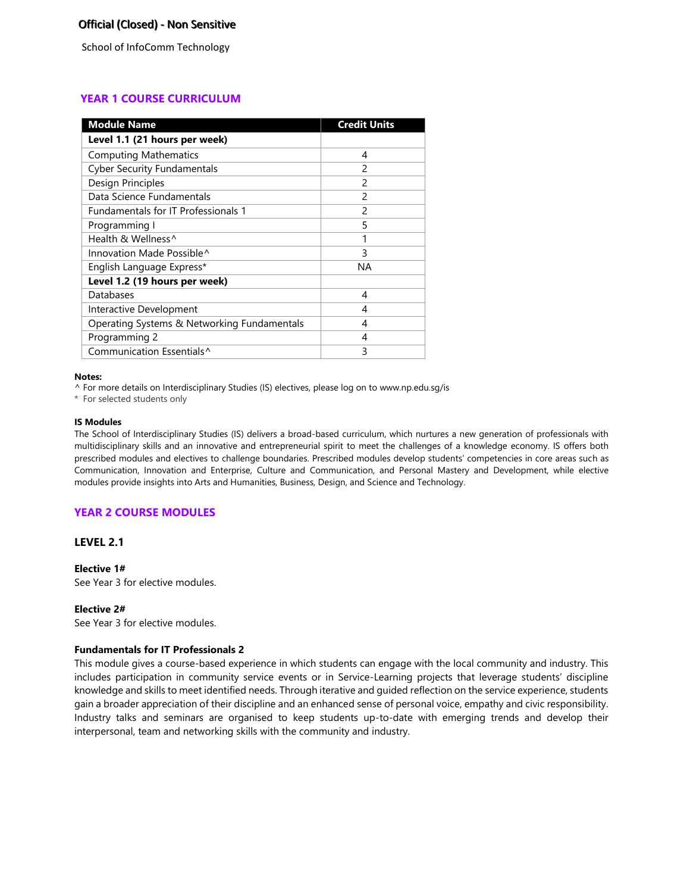## YEAR 1 COURSE CURRICULUM

| Module Name | Credit Units |
| --- | --- |
| **Level 1.1 (21 hours per week)** | |
| Computing Mathematics | 4 |
| Cyber Security Fundamentals | 2 |
| Design Principles | 2 |
| Data Science Fundamentals | 2 |
| Fundamentals for IT Professionals 1 | 2 |
| Programming I | 5 |
| Health & Wellness^ | 1 |
| Innovation Made Possible^ | 3 |
| English Language Express* | NA |
| **Level 1.2 (19 hours per week)** | |
| Databases | 4 |
| Interactive Development | 4 |
| Operating Systems & Networking Fundamentals | 4 |
| Programming 2 | 4 |
| Communication Essentials^ | 3 |

**Notes:**

^ For more details on Interdisciplinary Studies (IS) electives, please log on to www.np.edu.sg/is

* For selected students only

**IS Modules**

The School of Interdisciplinary Studies (IS) delivers a broad-based curriculum, which nurtures a new generation of professionals with multidisciplinary skills and an innovative and entrepreneurial spirit to meet the challenges of a knowledge economy. IS offers both prescribed modules and electives to challenge boundaries. Prescribed modules develop students' competencies in core areas such as Communication, Innovation and Enterprise, Culture and Communication, and Personal Mastery and Development, while elective modules provide insights into Arts and Humanities, Business, Design, and Science and Technology.

## YEAR 2 COURSE MODULES

### LEVEL 2.1

**Elective 1#**

See Year 3 for elective modules.

**Elective 2#**

See Year 3 for elective modules.

**Fundamentals for IT Professionals 2**

This module gives a course-based experience in which students can engage with the local community and industry. This includes participation in community service events or in Service-Learning projects that leverage students' discipline knowledge and skills to meet identified needs. Through iterative and guided reflection on the service experience, students gain a broader appreciation of their discipline and an enhanced sense of personal voice, empathy and civic responsibility. Industry talks and seminars are organised to keep students up-to-date with emerging trends and develop their interpersonal, team and networking skills with the community and industry.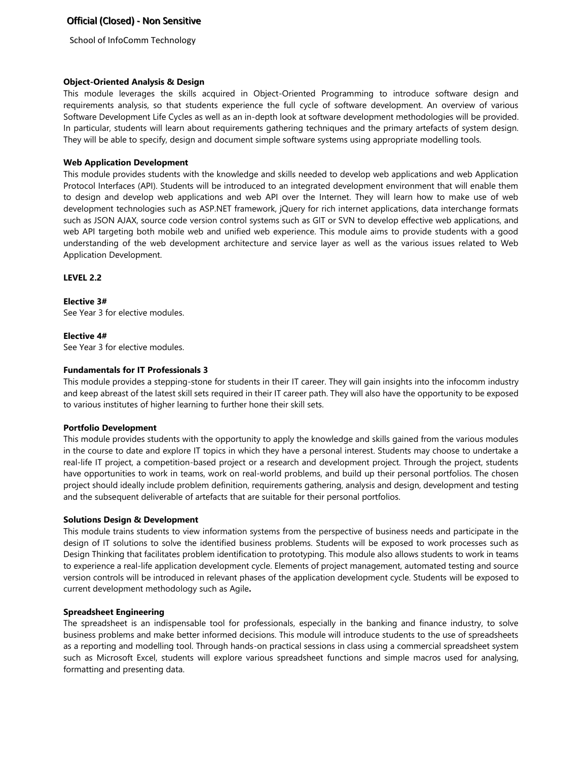**Object-Oriented Analysis & Design**

This module leverages the skills acquired in Object-Oriented Programming to introduce software design and requirements analysis, so that students experience the full cycle of software development. An overview of various Software Development Life Cycles as well as an in-depth look at software development methodologies will be provided. In particular, students will learn about requirements gathering techniques and the primary artefacts of system design. They will be able to specify, design and document simple software systems using appropriate modelling tools.

**Web Application Development**

This module provides students with the knowledge and skills needed to develop web applications and web Application Protocol Interfaces (API). Students will be introduced to an integrated development environment that will enable them to design and develop web applications and web API over the Internet. They will learn how to make use of web development technologies such as ASP.NET framework, jQuery for rich internet applications, data interchange formats such as JSON AJAX, source code version control systems such as GIT or SVN to develop effective web applications, and web API targeting both mobile web and unified web experience. This module aims to provide students with a good understanding of the web development architecture and service layer as well as the various issues related to Web Application Development.

**LEVEL 2.2**

**Elective 3#**

See Year 3 for elective modules.

**Elective 4#**

See Year 3 for elective modules.

**Fundamentals for IT Professionals 3**

This module provides a stepping-stone for students in their IT career. They will gain insights into the infocomm industry and keep abreast of the latest skill sets required in their IT career path. They will also have the opportunity to be exposed to various institutes of higher learning to further hone their skill sets.

**Portfolio Development**

This module provides students with the opportunity to apply the knowledge and skills gained from the various modules in the course to date and explore IT topics in which they have a personal interest. Students may choose to undertake a real-life IT project, a competition-based project or a research and development project. Through the project, students have opportunities to work in teams, work on real-world problems, and build up their personal portfolios. The chosen project should ideally include problem definition, requirements gathering, analysis and design, development and testing and the subsequent deliverable of artefacts that are suitable for their personal portfolios.

**Solutions Design & Development**

This module trains students to view information systems from the perspective of business needs and participate in the design of IT solutions to solve the identified business problems. Students will be exposed to work processes such as Design Thinking that facilitates problem identification to prototyping. This module also allows students to work in teams to experience a real-life application development cycle. Elements of project management, automated testing and source version controls will be introduced in relevant phases of the application development cycle. Students will be exposed to current development methodology such as Agile**.**

**Spreadsheet Engineering**

The spreadsheet is an indispensable tool for professionals, especially in the banking and finance industry, to solve business problems and make better informed decisions. This module will introduce students to the use of spreadsheets as a reporting and modelling tool. Through hands-on practical sessions in class using a commercial spreadsheet system such as Microsoft Excel, students will explore various spreadsheet functions and simple macros used for analysing, formatting and presenting data.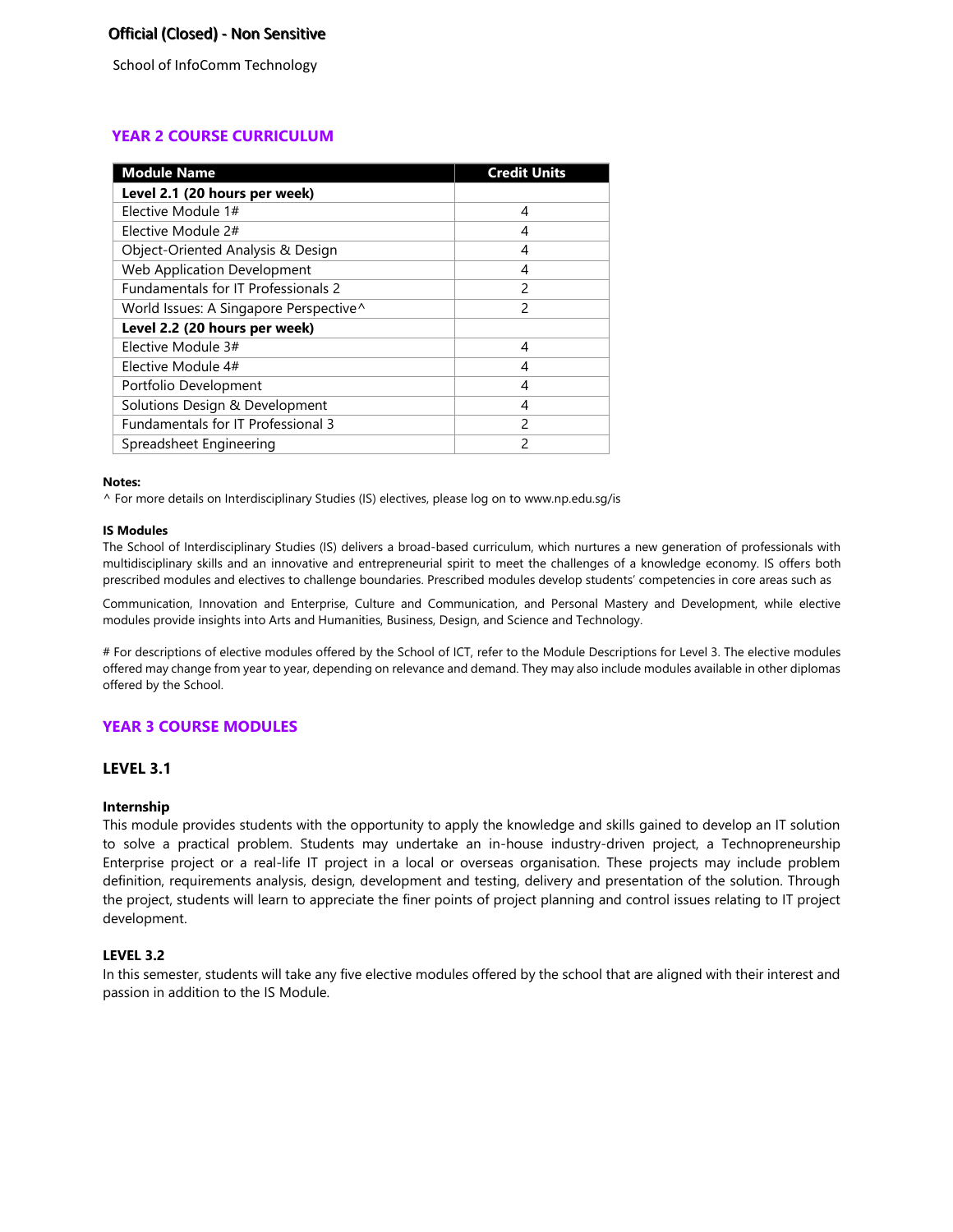School of InfoComm Technology

## YEAR 2 COURSE CURRICULUM

| Module Name | Credit Units |
|---|---|
| **Level 2.1 (20 hours per week)** | |
| Elective Module 1# | 4 |
| Elective Module 2# | 4 |
| Object-Oriented Analysis & Design | 4 |
| Web Application Development | 4 |
| Fundamentals for IT Professionals 2 | 2 |
| World Issues: A Singapore Perspective^ | 2 |
| **Level 2.2 (20 hours per week)** | |
| Elective Module 3# | 4 |
| Elective Module 4# | 4 |
| Portfolio Development | 4 |
| Solutions Design & Development | 4 |
| Fundamentals for IT Professional 3 | 2 |
| Spreadsheet Engineering | 2 |

**Notes:**

^ For more details on Interdisciplinary Studies (IS) electives, please log on to www.np.edu.sg/is

**IS Modules**

The School of Interdisciplinary Studies (IS) delivers a broad-based curriculum, which nurtures a new generation of professionals with multidisciplinary skills and an innovative and entrepreneurial spirit to meet the challenges of a knowledge economy. IS offers both prescribed modules and electives to challenge boundaries. Prescribed modules develop students' competencies in core areas such as

Communication, Innovation and Enterprise, Culture and Communication, and Personal Mastery and Development, while elective modules provide insights into Arts and Humanities, Business, Design, and Science and Technology.

# For descriptions of elective modules offered by the School of ICT, refer to the Module Descriptions for Level 3. The elective modules offered may change from year to year, depending on relevance and demand. They may also include modules available in other diplomas offered by the School.

## YEAR 3 COURSE MODULES

### LEVEL 3.1

**Internship**

This module provides students with the opportunity to apply the knowledge and skills gained to develop an IT solution to solve a practical problem. Students may undertake an in-house industry-driven project, a Technopreneurship Enterprise project or a real-life IT project in a local or overseas organisation. These projects may include problem definition, requirements analysis, design, development and testing, delivery and presentation of the solution. Through the project, students will learn to appreciate the finer points of project planning and control issues relating to IT project development.

### LEVEL 3.2

In this semester, students will take any five elective modules offered by the school that are aligned with their interest and passion in addition to the IS Module.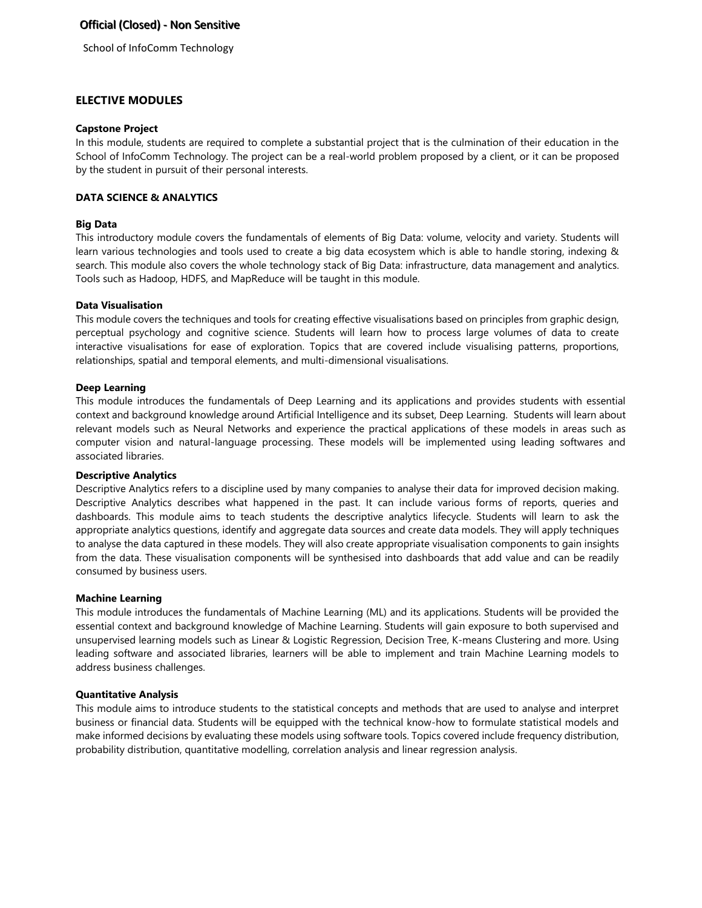## ELECTIVE MODULES

**Capstone Project**

In this module, students are required to complete a substantial project that is the culmination of their education in the School of InfoComm Technology. The project can be a real-world problem proposed by a client, or it can be proposed by the student in pursuit of their personal interests.

### DATA SCIENCE & ANALYTICS

**Big Data**

This introductory module covers the fundamentals of elements of Big Data: volume, velocity and variety. Students will learn various technologies and tools used to create a big data ecosystem which is able to handle storing, indexing & search. This module also covers the whole technology stack of Big Data: infrastructure, data management and analytics. Tools such as Hadoop, HDFS, and MapReduce will be taught in this module.

**Data Visualisation**

This module covers the techniques and tools for creating effective visualisations based on principles from graphic design, perceptual psychology and cognitive science. Students will learn how to process large volumes of data to create interactive visualisations for ease of exploration. Topics that are covered include visualising patterns, proportions, relationships, spatial and temporal elements, and multi-dimensional visualisations.

**Deep Learning**

This module introduces the fundamentals of Deep Learning and its applications and provides students with essential context and background knowledge around Artificial Intelligence and its subset, Deep Learning. Students will learn about relevant models such as Neural Networks and experience the practical applications of these models in areas such as computer vision and natural-language processing. These models will be implemented using leading softwares and associated libraries.

**Descriptive Analytics**

Descriptive Analytics refers to a discipline used by many companies to analyse their data for improved decision making. Descriptive Analytics describes what happened in the past. It can include various forms of reports, queries and dashboards. This module aims to teach students the descriptive analytics lifecycle. Students will learn to ask the appropriate analytics questions, identify and aggregate data sources and create data models. They will apply techniques to analyse the data captured in these models. They will also create appropriate visualisation components to gain insights from the data. These visualisation components will be synthesised into dashboards that add value and can be readily consumed by business users.

**Machine Learning**

This module introduces the fundamentals of Machine Learning (ML) and its applications. Students will be provided the essential context and background knowledge of Machine Learning. Students will gain exposure to both supervised and unsupervised learning models such as Linear & Logistic Regression, Decision Tree, K-means Clustering and more. Using leading software and associated libraries, learners will be able to implement and train Machine Learning models to address business challenges.

**Quantitative Analysis**

This module aims to introduce students to the statistical concepts and methods that are used to analyse and interpret business or financial data. Students will be equipped with the technical know-how to formulate statistical models and make informed decisions by evaluating these models using software tools. Topics covered include frequency distribution, probability distribution, quantitative modelling, correlation analysis and linear regression analysis.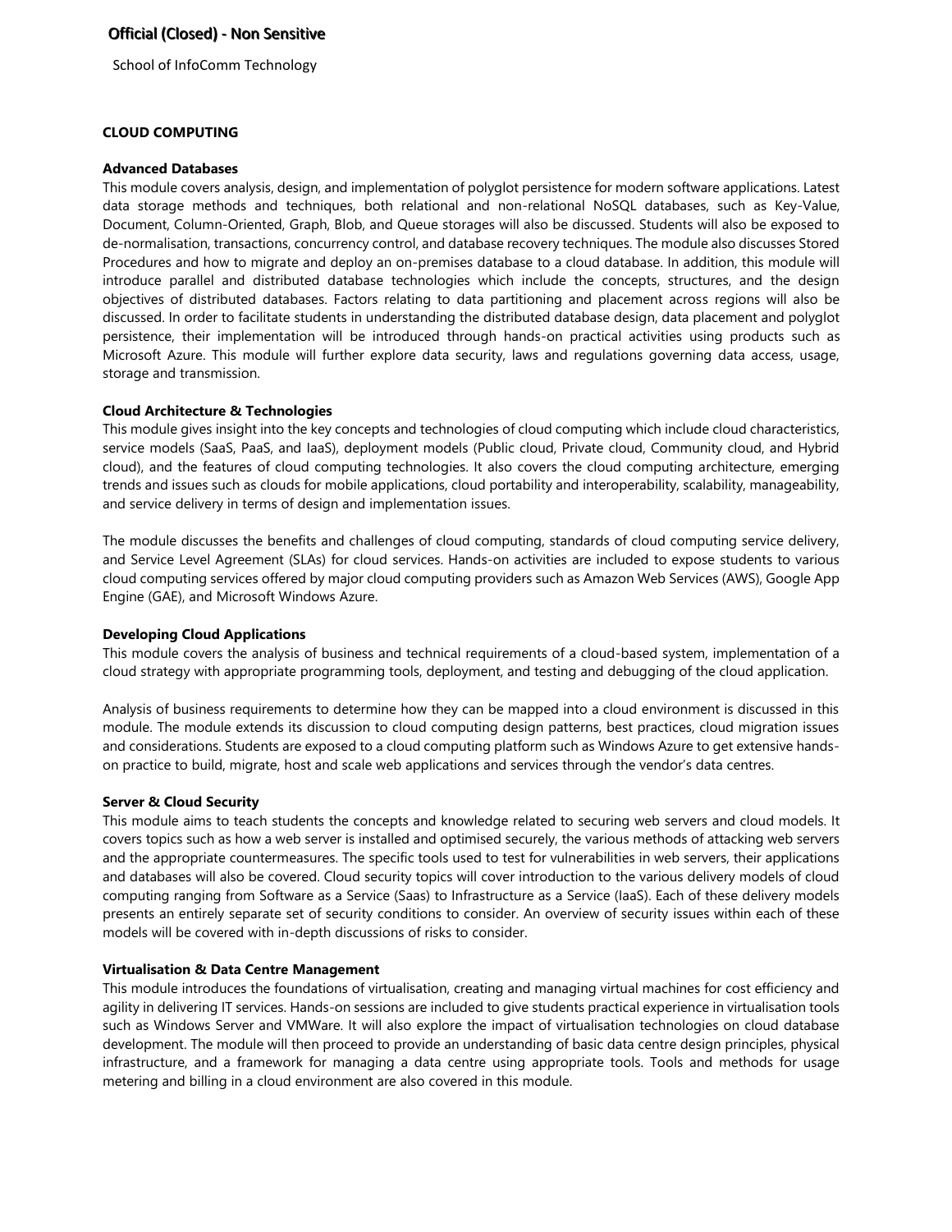**CLOUD COMPUTING**

**Advanced Databases**

This module covers analysis, design, and implementation of polyglot persistence for modern software applications. Latest data storage methods and techniques, both relational and non-relational NoSQL databases, such as Key-Value, Document, Column-Oriented, Graph, Blob, and Queue storages will also be discussed. Students will also be exposed to de-normalisation, transactions, concurrency control, and database recovery techniques. The module also discusses Stored Procedures and how to migrate and deploy an on-premises database to a cloud database. In addition, this module will introduce parallel and distributed database technologies which include the concepts, structures, and the design objectives of distributed databases. Factors relating to data partitioning and placement across regions will also be discussed. In order to facilitate students in understanding the distributed database design, data placement and polyglot persistence, their implementation will be introduced through hands-on practical activities using products such as Microsoft Azure. This module will further explore data security, laws and regulations governing data access, usage, storage and transmission.

**Cloud Architecture & Technologies**

This module gives insight into the key concepts and technologies of cloud computing which include cloud characteristics, service models (SaaS, PaaS, and IaaS), deployment models (Public cloud, Private cloud, Community cloud, and Hybrid cloud), and the features of cloud computing technologies. It also covers the cloud computing architecture, emerging trends and issues such as clouds for mobile applications, cloud portability and interoperability, scalability, manageability, and service delivery in terms of design and implementation issues.

The module discusses the benefits and challenges of cloud computing, standards of cloud computing service delivery, and Service Level Agreement (SLAs) for cloud services. Hands-on activities are included to expose students to various cloud computing services offered by major cloud computing providers such as Amazon Web Services (AWS), Google App Engine (GAE), and Microsoft Windows Azure.

**Developing Cloud Applications**

This module covers the analysis of business and technical requirements of a cloud-based system, implementation of a cloud strategy with appropriate programming tools, deployment, and testing and debugging of the cloud application.

Analysis of business requirements to determine how they can be mapped into a cloud environment is discussed in this module. The module extends its discussion to cloud computing design patterns, best practices, cloud migration issues and considerations. Students are exposed to a cloud computing platform such as Windows Azure to get extensive hands-on practice to build, migrate, host and scale web applications and services through the vendor's data centres.

**Server & Cloud Security**

This module aims to teach students the concepts and knowledge related to securing web servers and cloud models. It covers topics such as how a web server is installed and optimised securely, the various methods of attacking web servers and the appropriate countermeasures. The specific tools used to test for vulnerabilities in web servers, their applications and databases will also be covered. Cloud security topics will cover introduction to the various delivery models of cloud computing ranging from Software as a Service (Saas) to Infrastructure as a Service (IaaS). Each of these delivery models presents an entirely separate set of security conditions to consider. An overview of security issues within each of these models will be covered with in-depth discussions of risks to consider.

**Virtualisation & Data Centre Management**

This module introduces the foundations of virtualisation, creating and managing virtual machines for cost efficiency and agility in delivering IT services. Hands-on sessions are included to give students practical experience in virtualisation tools such as Windows Server and VMWare. It will also explore the impact of virtualisation technologies on cloud database development. The module will then proceed to provide an understanding of basic data centre design principles, physical infrastructure, and a framework for managing a data centre using appropriate tools. Tools and methods for usage metering and billing in a cloud environment are also covered in this module.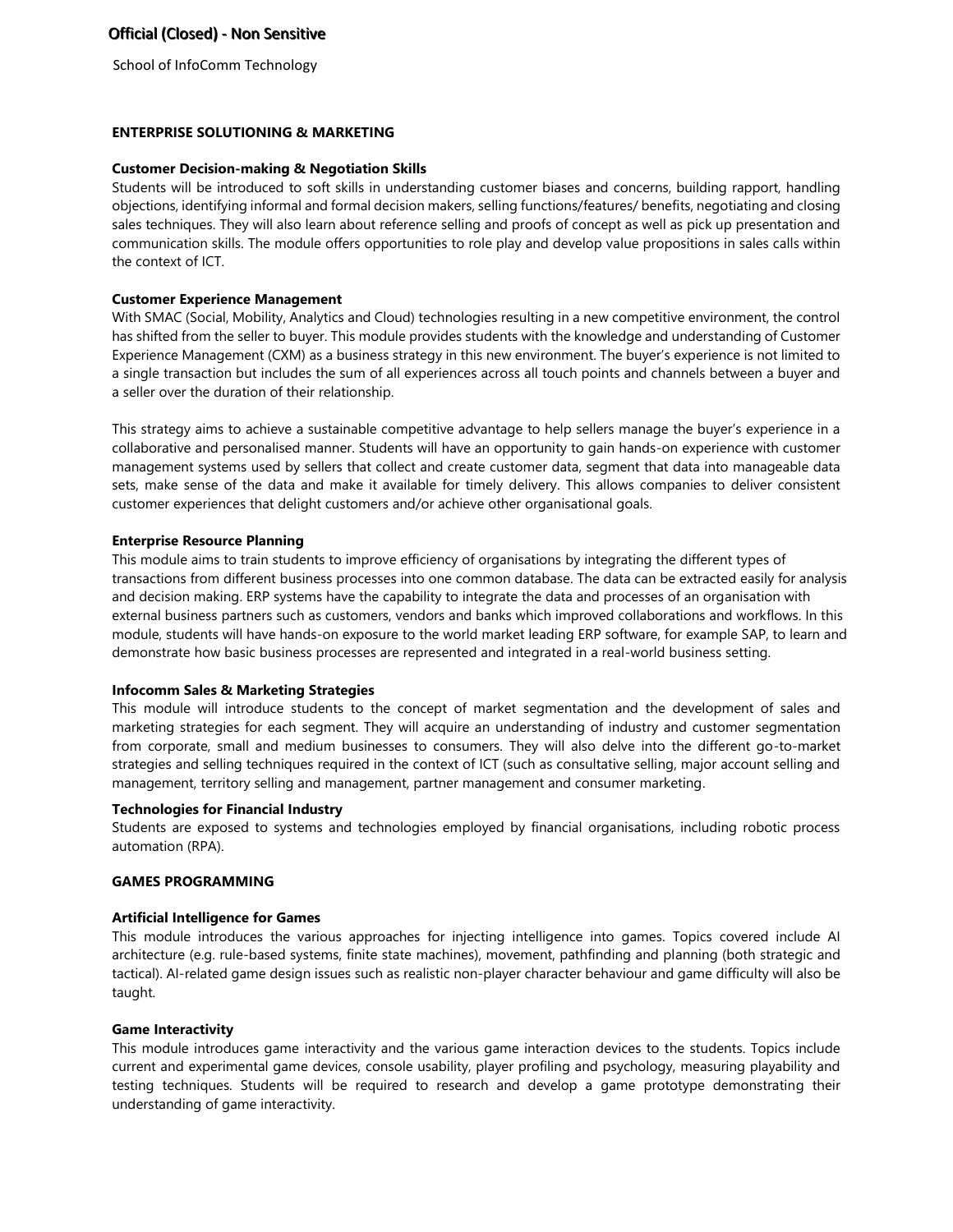## ENTERPRISE SOLUTIONING & MARKETING

### Customer Decision-making & Negotiation Skills

Students will be introduced to soft skills in understanding customer biases and concerns, building rapport, handling objections, identifying informal and formal decision makers, selling functions/features/ benefits, negotiating and closing sales techniques. They will also learn about reference selling and proofs of concept as well as pick up presentation and communication skills. The module offers opportunities to role play and develop value propositions in sales calls within the context of ICT.

### Customer Experience Management

With SMAC (Social, Mobility, Analytics and Cloud) technologies resulting in a new competitive environment, the control has shifted from the seller to buyer. This module provides students with the knowledge and understanding of Customer Experience Management (CXM) as a business strategy in this new environment. The buyer's experience is not limited to a single transaction but includes the sum of all experiences across all touch points and channels between a buyer and a seller over the duration of their relationship.

This strategy aims to achieve a sustainable competitive advantage to help sellers manage the buyer's experience in a collaborative and personalised manner. Students will have an opportunity to gain hands-on experience with customer management systems used by sellers that collect and create customer data, segment that data into manageable data sets, make sense of the data and make it available for timely delivery. This allows companies to deliver consistent customer experiences that delight customers and/or achieve other organisational goals.

### Enterprise Resource Planning

This module aims to train students to improve efficiency of organisations by integrating the different types of transactions from different business processes into one common database. The data can be extracted easily for analysis and decision making. ERP systems have the capability to integrate the data and processes of an organisation with external business partners such as customers, vendors and banks which improved collaborations and workflows. In this module, students will have hands-on exposure to the world market leading ERP software, for example SAP, to learn and demonstrate how basic business processes are represented and integrated in a real-world business setting.

### Infocomm Sales & Marketing Strategies

This module will introduce students to the concept of market segmentation and the development of sales and marketing strategies for each segment. They will acquire an understanding of industry and customer segmentation from corporate, small and medium businesses to consumers. They will also delve into the different go-to-market strategies and selling techniques required in the context of ICT (such as consultative selling, major account selling and management, territory selling and management, partner management and consumer marketing.

### Technologies for Financial Industry

Students are exposed to systems and technologies employed by financial organisations, including robotic process automation (RPA).

## GAMES PROGRAMMING

### Artificial Intelligence for Games

This module introduces the various approaches for injecting intelligence into games. Topics covered include AI architecture (e.g. rule-based systems, finite state machines), movement, pathfinding and planning (both strategic and tactical). AI-related game design issues such as realistic non-player character behaviour and game difficulty will also be taught.

### Game Interactivity

This module introduces game interactivity and the various game interaction devices to the students. Topics include current and experimental game devices, console usability, player profiling and psychology, measuring playability and testing techniques. Students will be required to research and develop a game prototype demonstrating their understanding of game interactivity.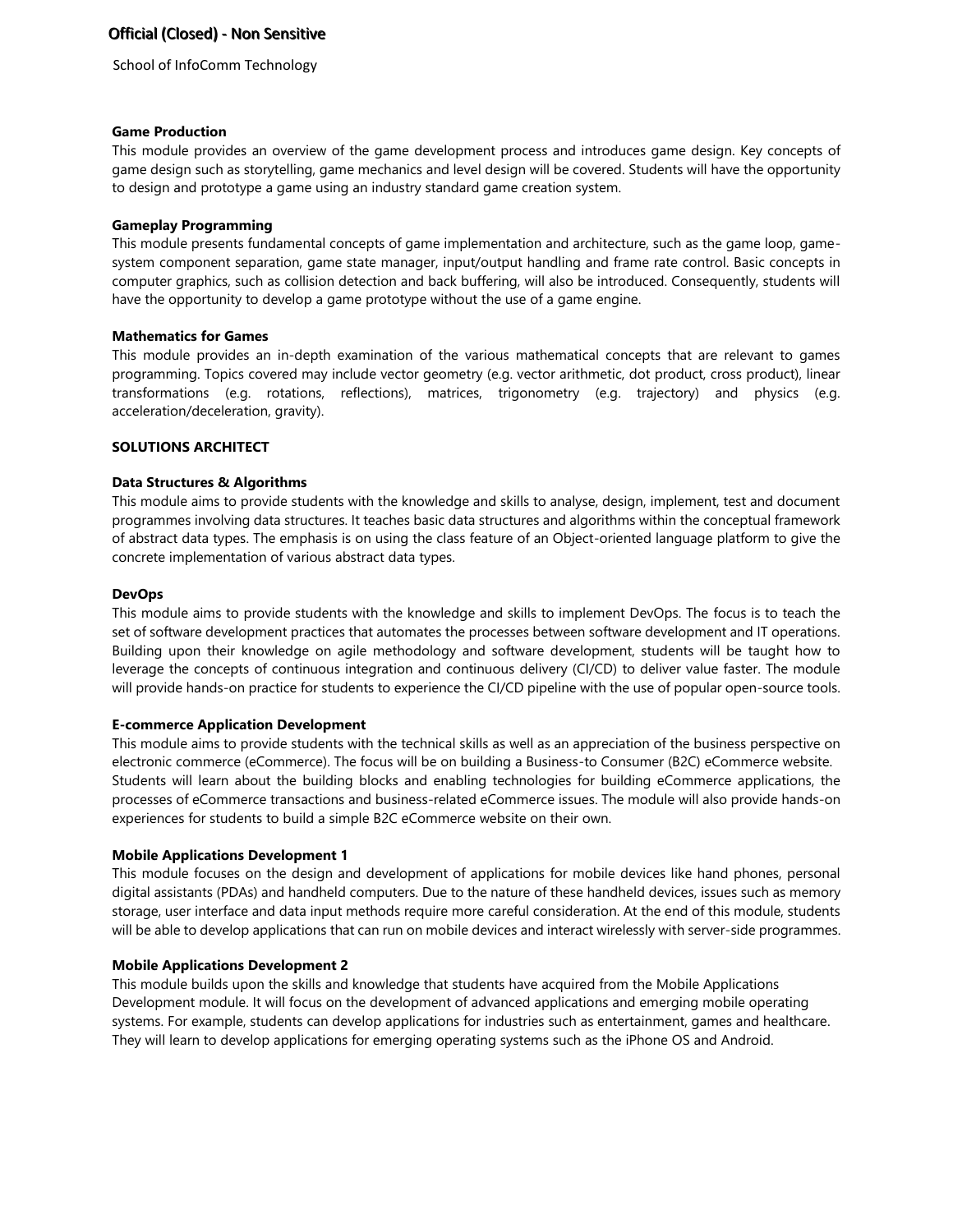**Game Production**

This module provides an overview of the game development process and introduces game design. Key concepts of game design such as storytelling, game mechanics and level design will be covered. Students will have the opportunity to design and prototype a game using an industry standard game creation system.

**Gameplay Programming**

This module presents fundamental concepts of game implementation and architecture, such as the game loop, game-system component separation, game state manager, input/output handling and frame rate control. Basic concepts in computer graphics, such as collision detection and back buffering, will also be introduced. Consequently, students will have the opportunity to develop a game prototype without the use of a game engine.

**Mathematics for Games**

This module provides an in-depth examination of the various mathematical concepts that are relevant to games programming. Topics covered may include vector geometry (e.g. vector arithmetic, dot product, cross product), linear transformations (e.g. rotations, reflections), matrices, trigonometry (e.g. trajectory) and physics (e.g. acceleration/deceleration, gravity).

**SOLUTIONS ARCHITECT**

**Data Structures & Algorithms**

This module aims to provide students with the knowledge and skills to analyse, design, implement, test and document programmes involving data structures. It teaches basic data structures and algorithms within the conceptual framework of abstract data types. The emphasis is on using the class feature of an Object-oriented language platform to give the concrete implementation of various abstract data types.

**DevOps**

This module aims to provide students with the knowledge and skills to implement DevOps. The focus is to teach the set of software development practices that automates the processes between software development and IT operations. Building upon their knowledge on agile methodology and software development, students will be taught how to leverage the concepts of continuous integration and continuous delivery (CI/CD) to deliver value faster. The module will provide hands-on practice for students to experience the CI/CD pipeline with the use of popular open-source tools.

**E-commerce Application Development**

This module aims to provide students with the technical skills as well as an appreciation of the business perspective on electronic commerce (eCommerce). The focus will be on building a Business-to Consumer (B2C) eCommerce website. Students will learn about the building blocks and enabling technologies for building eCommerce applications, the processes of eCommerce transactions and business-related eCommerce issues. The module will also provide hands-on experiences for students to build a simple B2C eCommerce website on their own.

**Mobile Applications Development 1**

This module focuses on the design and development of applications for mobile devices like hand phones, personal digital assistants (PDAs) and handheld computers. Due to the nature of these handheld devices, issues such as memory storage, user interface and data input methods require more careful consideration. At the end of this module, students will be able to develop applications that can run on mobile devices and interact wirelessly with server-side programmes.

**Mobile Applications Development 2**

This module builds upon the skills and knowledge that students have acquired from the Mobile Applications Development module. It will focus on the development of advanced applications and emerging mobile operating systems. For example, students can develop applications for industries such as entertainment, games and healthcare. They will learn to develop applications for emerging operating systems such as the iPhone OS and Android.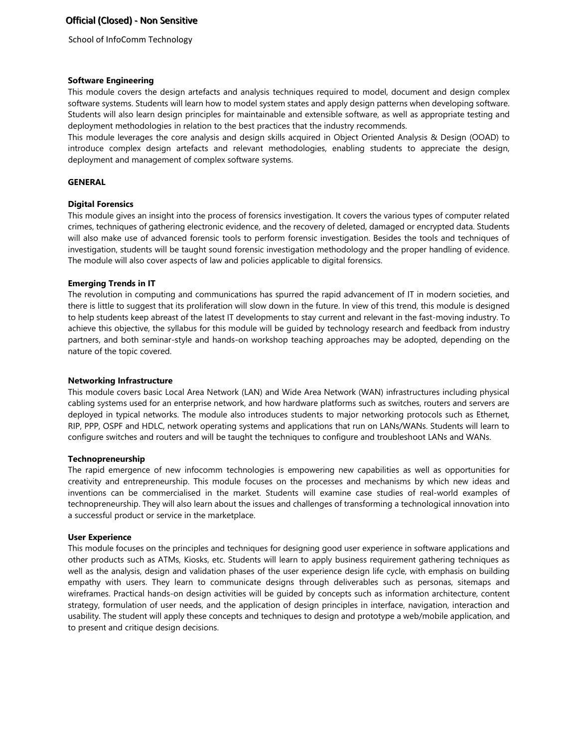**Software Engineering**

This module covers the design artefacts and analysis techniques required to model, document and design complex software systems. Students will learn how to model system states and apply design patterns when developing software. Students will also learn design principles for maintainable and extensible software, as well as appropriate testing and deployment methodologies in relation to the best practices that the industry recommends.

This module leverages the core analysis and design skills acquired in Object Oriented Analysis & Design (OOAD) to introduce complex design artefacts and relevant methodologies, enabling students to appreciate the design, deployment and management of complex software systems.

**GENERAL**

**Digital Forensics**

This module gives an insight into the process of forensics investigation. It covers the various types of computer related crimes, techniques of gathering electronic evidence, and the recovery of deleted, damaged or encrypted data. Students will also make use of advanced forensic tools to perform forensic investigation. Besides the tools and techniques of investigation, students will be taught sound forensic investigation methodology and the proper handling of evidence. The module will also cover aspects of law and policies applicable to digital forensics.

**Emerging Trends in IT**

The revolution in computing and communications has spurred the rapid advancement of IT in modern societies, and there is little to suggest that its proliferation will slow down in the future. In view of this trend, this module is designed to help students keep abreast of the latest IT developments to stay current and relevant in the fast-moving industry. To achieve this objective, the syllabus for this module will be guided by technology research and feedback from industry partners, and both seminar-style and hands-on workshop teaching approaches may be adopted, depending on the nature of the topic covered.

**Networking Infrastructure**

This module covers basic Local Area Network (LAN) and Wide Area Network (WAN) infrastructures including physical cabling systems used for an enterprise network, and how hardware platforms such as switches, routers and servers are deployed in typical networks. The module also introduces students to major networking protocols such as Ethernet, RIP, PPP, OSPF and HDLC, network operating systems and applications that run on LANs/WANs. Students will learn to configure switches and routers and will be taught the techniques to configure and troubleshoot LANs and WANs.

**Technopreneurship**

The rapid emergence of new infocomm technologies is empowering new capabilities as well as opportunities for creativity and entrepreneurship. This module focuses on the processes and mechanisms by which new ideas and inventions can be commercialised in the market. Students will examine case studies of real-world examples of technopreneurship. They will also learn about the issues and challenges of transforming a technological innovation into a successful product or service in the marketplace.

**User Experience**

This module focuses on the principles and techniques for designing good user experience in software applications and other products such as ATMs, Kiosks, etc. Students will learn to apply business requirement gathering techniques as well as the analysis, design and validation phases of the user experience design life cycle, with emphasis on building empathy with users. They learn to communicate designs through deliverables such as personas, sitemaps and wireframes. Practical hands-on design activities will be guided by concepts such as information architecture, content strategy, formulation of user needs, and the application of design principles in interface, navigation, interaction and usability. The student will apply these concepts and techniques to design and prototype a web/mobile application, and to present and critique design decisions.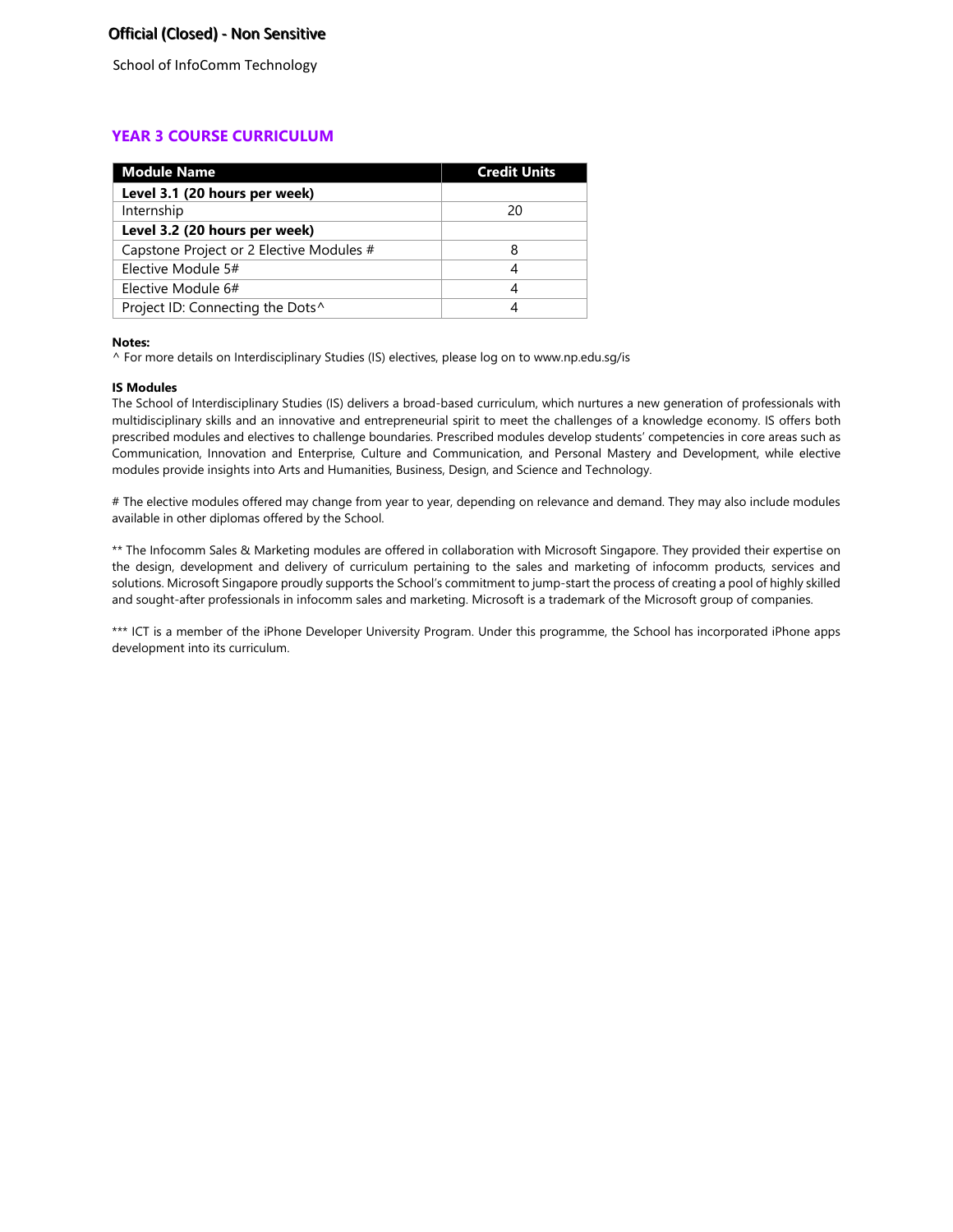## YEAR 3 COURSE CURRICULUM

| Module Name | Credit Units |
|---|---|
| **Level 3.1 (20 hours per week)** | |
| Internship | 20 |
| **Level 3.2 (20 hours per week)** | |
| Capstone Project or 2 Elective Modules # | 8 |
| Elective Module 5# | 4 |
| Elective Module 6# | 4 |
| Project ID: Connecting the Dots^ | 4 |

**Notes:**

^ For more details on Interdisciplinary Studies (IS) electives, please log on to www.np.edu.sg/is

**IS Modules**

The School of Interdisciplinary Studies (IS) delivers a broad-based curriculum, which nurtures a new generation of professionals with multidisciplinary skills and an innovative and entrepreneurial spirit to meet the challenges of a knowledge economy. IS offers both prescribed modules and electives to challenge boundaries. Prescribed modules develop students' competencies in core areas such as Communication, Innovation and Enterprise, Culture and Communication, and Personal Mastery and Development, while elective modules provide insights into Arts and Humanities, Business, Design, and Science and Technology.

# The elective modules offered may change from year to year, depending on relevance and demand. They may also include modules available in other diplomas offered by the School.

** The Infocomm Sales & Marketing modules are offered in collaboration with Microsoft Singapore. They provided their expertise on the design, development and delivery of curriculum pertaining to the sales and marketing of infocomm products, services and solutions. Microsoft Singapore proudly supports the School's commitment to jump-start the process of creating a pool of highly skilled and sought-after professionals in infocomm sales and marketing. Microsoft is a trademark of the Microsoft group of companies.

*** ICT is a member of the iPhone Developer University Program. Under this programme, the School has incorporated iPhone apps development into its curriculum.